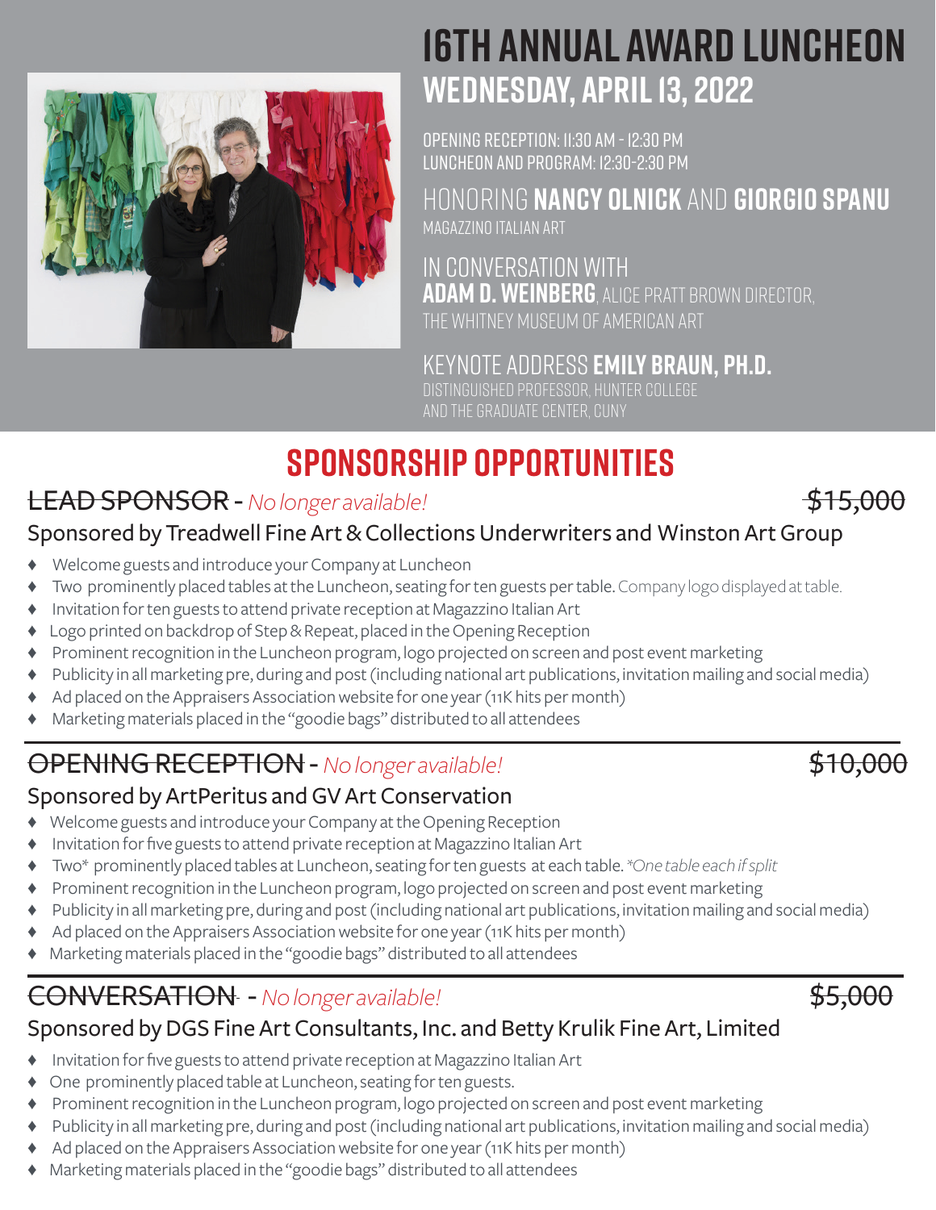# 16TH ANNUAL AWARD LUNCHEON

## WEDNESDAY, APRIL 13, 2022

OPENING RECEPTION: 11:30 AM - 12:30 PM
LUNCHEON AND PROGRAM: 12:30-2:30 PM

HONORING **NANCY OLNICK** AND **GIORGIO SPANU**
MAGAZZINO ITALIAN ART

IN CONVERSATION WITH
**ADAM D. WEINBERG**, ALICE PRATT BROWN DIRECTOR,
THE WHITNEY MUSEUM OF AMERICAN ART

KEYNOTE ADDRESS **EMILY BRAUN, PH.D.**
DISTINGUISHED PROFESSOR, HUNTER COLLEGE
AND THE GRADUATE CENTER, CUNY

# SPONSORSHIP OPPORTUNITIES

## ~~LEAD SPONSOR~~ - *No longer available!* ~~$15,000~~

### Sponsored by Treadwell Fine Art & Collections Underwriters and Winston Art Group

- Welcome guests and introduce your Company at Luncheon
- Two prominently placed tables at the Luncheon, seating for ten guests per table. Company logo displayed at table.
- Invitation for ten guests to attend private reception at Magazzino Italian Art
- Logo printed on backdrop of Step & Repeat, placed in the Opening Reception
- Prominent recognition in the Luncheon program, logo projected on screen and post event marketing
- Publicity in all marketing pre, during and post (including national art publications, invitation mailing and social media)
- Ad placed on the Appraisers Association website for one year (11K hits per month)
- Marketing materials placed in the "goodie bags" distributed to all attendees

## ~~OPENING RECEPTION~~ - *No longer available!* ~~$10,000~~

### Sponsored by ArtPeritus and GV Art Conservation

- Welcome guests and introduce your Company at the Opening Reception
- Invitation for five guests to attend private reception at Magazzino Italian Art
- Two* prominently placed tables at Luncheon, seating for ten guests at each table. *\*One table each if split*
- Prominent recognition in the Luncheon program, logo projected on screen and post event marketing
- Publicity in all marketing pre, during and post (including national art publications, invitation mailing and social media)
- Ad placed on the Appraisers Association website for one year (11K hits per month)
- Marketing materials placed in the "goodie bags" distributed to all attendees

## ~~CONVERSATION~~ - *No longer available!* ~~$5,000~~

### Sponsored by DGS Fine Art Consultants, Inc. and Betty Krulik Fine Art, Limited

- Invitation for five guests to attend private reception at Magazzino Italian Art
- One prominently placed table at Luncheon, seating for ten guests.
- Prominent recognition in the Luncheon program, logo projected on screen and post event marketing
- Publicity in all marketing pre, during and post (including national art publications, invitation mailing and social media)
- Ad placed on the Appraisers Association website for one year (11K hits per month)
- Marketing materials placed in the "goodie bags" distributed to all attendees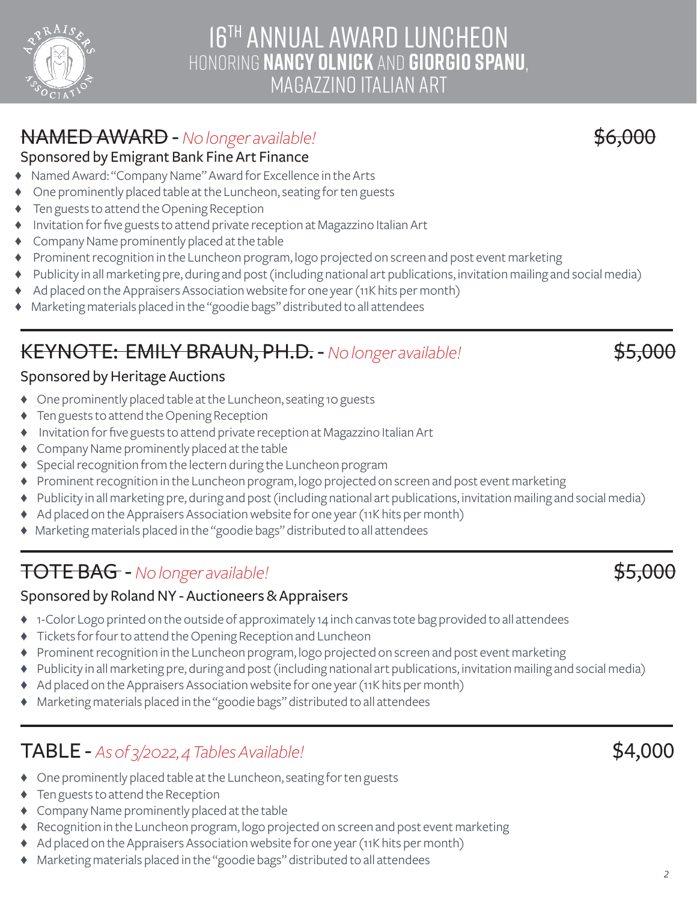# 16TH ANNUAL AWARD LUNCHEON
HONORING **NANCY OLNICK** AND **GIORGIO SPANU**, MAGAZZINO ITALIAN ART

## ~~NAMED AWARD~~ - *No longer available!* ~~$6,000~~

Sponsored by Emigrant Bank Fine Art Finance

- Named Award: "Company Name" Award for Excellence in the Arts
- One prominently placed table at the Luncheon, seating for ten guests
- Ten guests to attend the Opening Reception
- Invitation for five guests to attend private reception at Magazzino Italian Art
- Company Name prominently placed at the table
- Prominent recognition in the Luncheon program, logo projected on screen and post event marketing
- Publicity in all marketing pre, during and post (including national art publications, invitation mailing and social media)
- Ad placed on the Appraisers Association website for one year (11K hits per month)
- Marketing materials placed in the "goodie bags" distributed to all attendees

---

## ~~KEYNOTE: EMILY BRAUN, PH.D.~~ - *No longer available!* ~~$5,000~~

Sponsored by Heritage Auctions

- One prominently placed table at the Luncheon, seating 10 guests
- Ten guests to attend the Opening Reception
- Invitation for five guests to attend private reception at Magazzino Italian Art
- Company Name prominently placed at the table
- Special recognition from the lectern during the Luncheon program
- Prominent recognition in the Luncheon program, logo projected on screen and post event marketing
- Publicity in all marketing pre, during and post (including national art publications, invitation mailing and social media)
- Ad placed on the Appraisers Association website for one year (11K hits per month)
- Marketing materials placed in the "goodie bags" distributed to all attendees

---

## ~~TOTE BAG~~ - *No longer available!* ~~$5,000~~

Sponsored by Roland NY - Auctioneers & Appraisers

- 1-Color Logo printed on the outside of approximately 14 inch canvas tote bag provided to all attendees
- Tickets for four to attend the Opening Reception and Luncheon
- Prominent recognition in the Luncheon program, logo projected on screen and post event marketing
- Publicity in all marketing pre, during and post (including national art publications, invitation mailing and social media)
- Ad placed on the Appraisers Association website for one year (11K hits per month)
- Marketing materials placed in the "goodie bags" distributed to all attendees

---

## TABLE - *As of 3/2022, 4 Tables Available!* $4,000

- One prominently placed table at the Luncheon, seating for ten guests
- Ten guests to attend the Reception
- Company Name prominently placed at the table
- Recognition in the Luncheon program, logo projected on screen and post event marketing
- Ad placed on the Appraisers Association website for one year (11K hits per month)
- Marketing materials placed in the "goodie bags" distributed to all attendees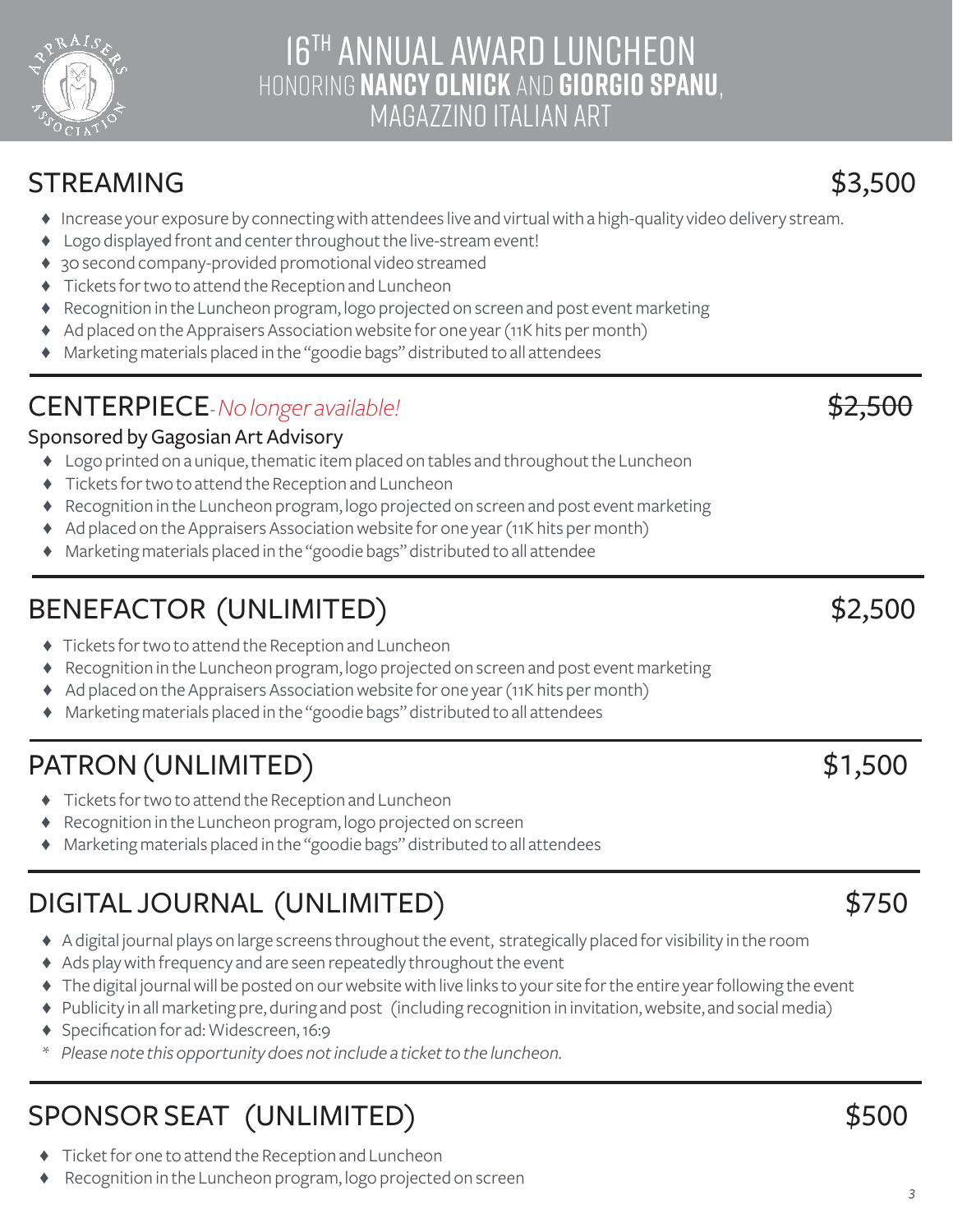# 16TH ANNUAL AWARD LUNCHEON
HONORING **NANCY OLNICK** AND **GIORGIO SPANU**,
MAGAZZINO ITALIAN ART

## STREAMING — $3,500

- Increase your exposure by connecting with attendees live and virtual with a high-quality video delivery stream.
- Logo displayed front and center throughout the live-stream event!
- 30 second company-provided promotional video streamed
- Tickets for two to attend the Reception and Luncheon
- Recognition in the Luncheon program, logo projected on screen and post event marketing
- Ad placed on the Appraisers Association website for one year (11K hits per month)
- Marketing materials placed in the "goodie bags" distributed to all attendees

## CENTERPIECE- *No longer available!* — ~~$2,500~~

Sponsored by Gagosian Art Advisory

- Logo printed on a unique, thematic item placed on tables and throughout the Luncheon
- Tickets for two to attend the Reception and Luncheon
- Recognition in the Luncheon program, logo projected on screen and post event marketing
- Ad placed on the Appraisers Association website for one year (11K hits per month)
- Marketing materials placed in the "goodie bags" distributed to all attendee

## BENEFACTOR (UNLIMITED) — $2,500

- Tickets for two to attend the Reception and Luncheon
- Recognition in the Luncheon program, logo projected on screen and post event marketing
- Ad placed on the Appraisers Association website for one year (11K hits per month)
- Marketing materials placed in the "goodie bags" distributed to all attendees

## PATRON (UNLIMITED) — $1,500

- Tickets for two to attend the Reception and Luncheon
- Recognition in the Luncheon program, logo projected on screen
- Marketing materials placed in the "goodie bags" distributed to all attendees

## DIGITAL JOURNAL (UNLIMITED) — $750

- A digital journal plays on large screens throughout the event, strategically placed for visibility in the room
- Ads play with frequency and are seen repeatedly throughout the event
- The digital journal will be posted on our website with live links to your site for the entire year following the event
- Publicity in all marketing pre, during and post (including recognition in invitation, website, and social media)
- Specification for ad: Widescreen, 16:9

\* *Please note this opportunity does not include a ticket to the luncheon.*

## SPONSOR SEAT (UNLIMITED) — $500

- Ticket for one to attend the Reception and Luncheon
- Recognition in the Luncheon program, logo projected on screen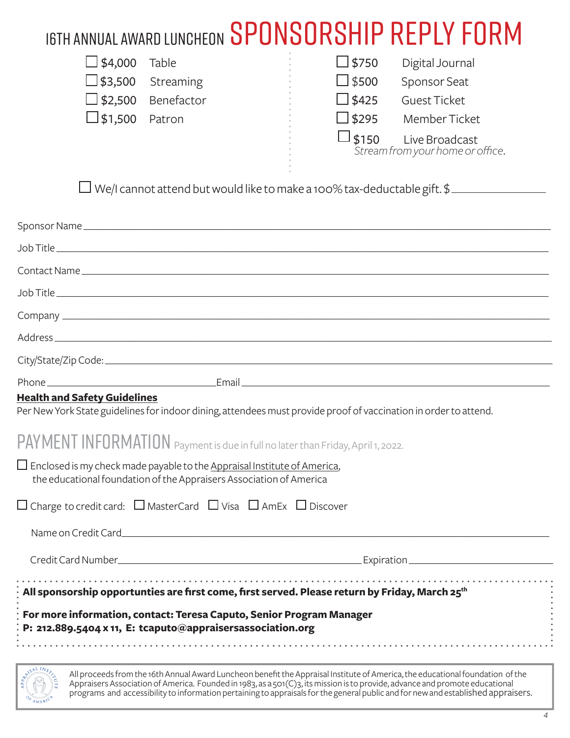# 16TH ANNUAL AWARD LUNCHEON SPONSORSHIP REPLY FORM

☐ $4,000 Table

☐ $3,500 Streaming

☐ $2,500 Benefactor

☐ $1,500 Patron

☐ $750 Digital Journal

☐ $500 Sponsor Seat

☐ $425 Guest Ticket

☐ $295 Member Ticket

☐ $150 Live Broadcast
*Stream from your home or office.*

☐ We/I cannot attend but would like to make a 100% tax-deductable gift. $ ______________

Sponsor Name ______________________________

Job Title ______________________________

Contact Name ______________________________

Job Title ______________________________

Company ______________________________

Address ______________________________

City/State/Zip Code: ______________________________

Phone ______________ Email ______________________________

**Health and Safety Guidelines**

Per New York State guidelines for indoor dining, attendees must provide proof of vaccination in order to attend.

## PAYMENT INFORMATION

Payment is due in full no later than Friday, April 1, 2022.

☐ Enclosed is my check made payable to the Appraisal Institute of America, the educational foundation of the Appraisers Association of America

☐ Charge to credit card: ☐ MasterCard ☐ Visa ☐ AmEx ☐ Discover

Name on Credit Card ______________________________

Credit Card Number ______________________ Expiration ______________

**All sponsorship opportunties are first come, first served. Please return by Friday, March 25th**

**For more information, contact: Teresa Caputo, Senior Program Manager**
**P: 212.889.5404 x 11, E: tcaputo@appraisersassociation.org**

All proceeds from the 16th Annual Award Luncheon benefit the Appraisal Institute of America, the educational foundation of the Appraisers Association of America. Founded in 1983, as a 501(C)3, its mission is to provide, advance and promote educational programs and accessibility to information pertaining to appraisals for the general public and for new and established appraisers.